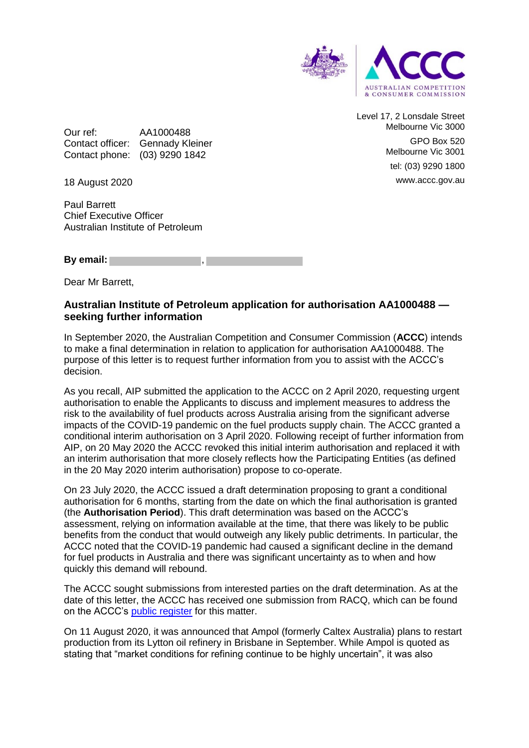Level 17, 2 Lonsdale Street
Melbourne Vic 3000

GPO Box 520
Melbourne Vic 3001

tel: (03) 9290 1800

www.accc.gov.au

Our ref: AA1000488
Contact officer: Gennady Kleiner
Contact phone: (03) 9290 1842

18 August 2020

Paul Barrett
Chief Executive Officer
Australian Institute of Petroleum

**By email:** ,

Dear Mr Barrett,

**Australian Institute of Petroleum application for authorisation AA1000488 — seeking further information**

In September 2020, the Australian Competition and Consumer Commission (**ACCC**) intends to make a final determination in relation to application for authorisation AA1000488. The purpose of this letter is to request further information from you to assist with the ACCC's decision.

As you recall, AIP submitted the application to the ACCC on 2 April 2020, requesting urgent authorisation to enable the Applicants to discuss and implement measures to address the risk to the availability of fuel products across Australia arising from the significant adverse impacts of the COVID-19 pandemic on the fuel products supply chain. The ACCC granted a conditional interim authorisation on 3 April 2020. Following receipt of further information from AIP, on 20 May 2020 the ACCC revoked this initial interim authorisation and replaced it with an interim authorisation that more closely reflects how the Participating Entities (as defined in the 20 May 2020 interim authorisation) propose to co-operate.

On 23 July 2020, the ACCC issued a draft determination proposing to grant a conditional authorisation for 6 months, starting from the date on which the final authorisation is granted (the **Authorisation Period**). This draft determination was based on the ACCC's assessment, relying on information available at the time, that there was likely to be public benefits from the conduct that would outweigh any likely public detriments. In particular, the ACCC noted that the COVID-19 pandemic had caused a significant decline in the demand for fuel products in Australia and there was significant uncertainty as to when and how quickly this demand will rebound.

The ACCC sought submissions from interested parties on the draft determination. As at the date of this letter, the ACCC has received one submission from RACQ, which can be found on the ACCC's public register for this matter.

On 11 August 2020, it was announced that Ampol (formerly Caltex Australia) plans to restart production from its Lytton oil refinery in Brisbane in September. While Ampol is quoted as stating that "market conditions for refining continue to be highly uncertain", it was also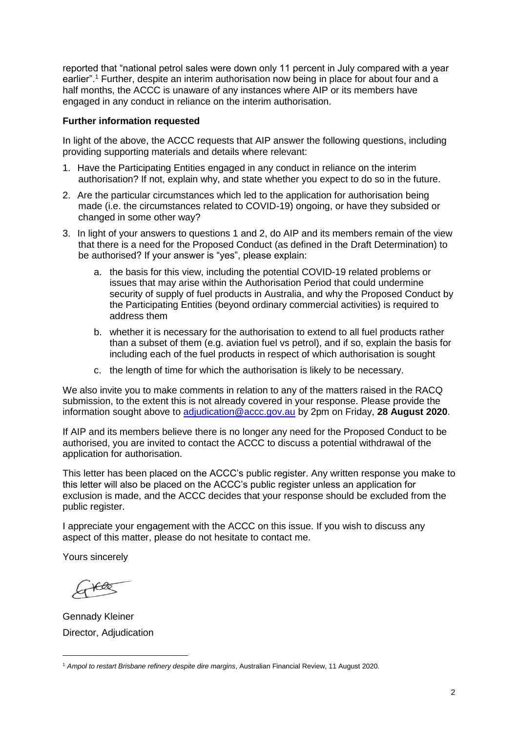reported that "national petrol sales were down only 11 percent in July compared with a year earlier".[1] Further, despite an interim authorisation now being in place for about four and a half months, the ACCC is unaware of any instances where AIP or its members have engaged in any conduct in reliance on the interim authorisation.

**Further information requested**

In light of the above, the ACCC requests that AIP answer the following questions, including providing supporting materials and details where relevant:

1. Have the Participating Entities engaged in any conduct in reliance on the interim authorisation? If not, explain why, and state whether you expect to do so in the future.
2. Are the particular circumstances which led to the application for authorisation being made (i.e. the circumstances related to COVID-19) ongoing, or have they subsided or changed in some other way?
3. In light of your answers to questions 1 and 2, do AIP and its members remain of the view that there is a need for the Proposed Conduct (as defined in the Draft Determination) to be authorised? If your answer is "yes", please explain:
   a. the basis for this view, including the potential COVID-19 related problems or issues that may arise within the Authorisation Period that could undermine security of supply of fuel products in Australia, and why the Proposed Conduct by the Participating Entities (beyond ordinary commercial activities) is required to address them
   b. whether it is necessary for the authorisation to extend to all fuel products rather than a subset of them (e.g. aviation fuel vs petrol), and if so, explain the basis for including each of the fuel products in respect of which authorisation is sought
   c. the length of time for which the authorisation is likely to be necessary.

We also invite you to make comments in relation to any of the matters raised in the RACQ submission, to the extent this is not already covered in your response. Please provide the information sought above to adjudication@accc.gov.au by 2pm on Friday, **28 August 2020**.

If AIP and its members believe there is no longer any need for the Proposed Conduct to be authorised, you are invited to contact the ACCC to discuss a potential withdrawal of the application for authorisation.

This letter has been placed on the ACCC's public register. Any written response you make to this letter will also be placed on the ACCC's public register unless an application for exclusion is made, and the ACCC decides that your response should be excluded from the public register.

I appreciate your engagement with the ACCC on this issue. If you wish to discuss any aspect of this matter, please do not hesitate to contact me.

Yours sincerely

Gennady Kleiner
Director, Adjudication

[1] *Ampol to restart Brisbane refinery despite dire margins*, Australian Financial Review, 11 August 2020.